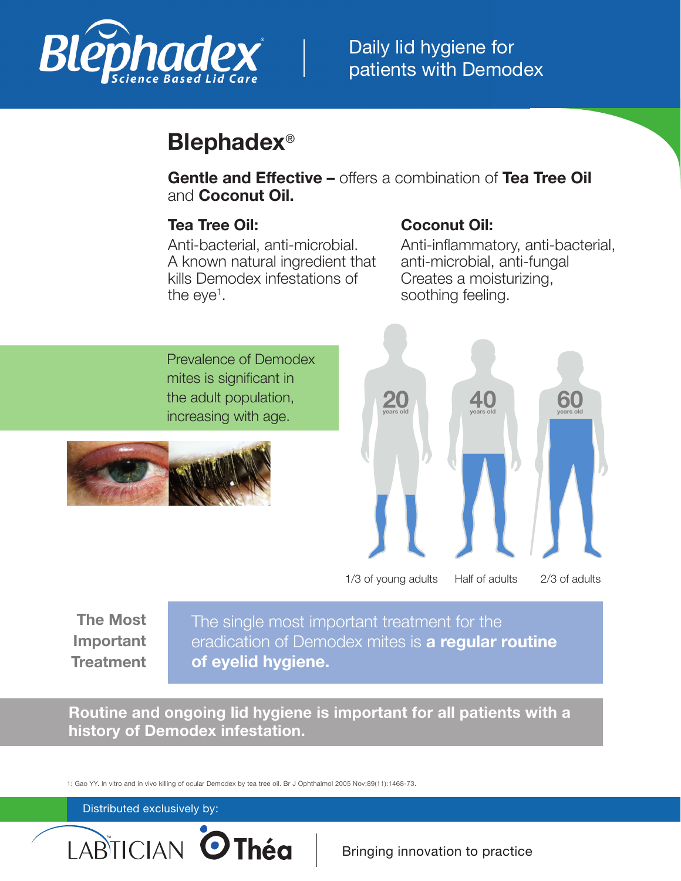# Blephadex

Science Based Lid Care

Daily lid hygiene for patients with Demodex

## Blephadex®

**Gentle and Effective –** offers a combination of **Tea Tree Oil** and **Coconut Oil.**

### Tea Tree Oil:

Anti-bacterial, anti-microbial. A known natural ingredient that kills Demodex infestations of the eye[1].

### Coconut Oil:

Anti-inflammatory, anti-bacterial, anti-microbial, anti-fungal. Creates a moisturizing, soothing feeling.

Prevalence of Demodex mites is significant in the adult population, increasing with age.

20 years old — 1/3 of young adults

40 years old — Half of adults

60 years old — 2/3 of adults

**The Most Important Treatment**

The single most important treatment for the eradication of Demodex mites is **a regular routine of eyelid hygiene.**

**Routine and ongoing lid hygiene is important for all patients with a history of Demodex infestation.**

1: Gao YY. In vitro and in vivo killing of ocular Demodex by tea tree oil. Br J Ophthalmol 2005 Nov;89(11):1468-73.

Distributed exclusively by:

LABTICIAN Théa | Bringing innovation to practice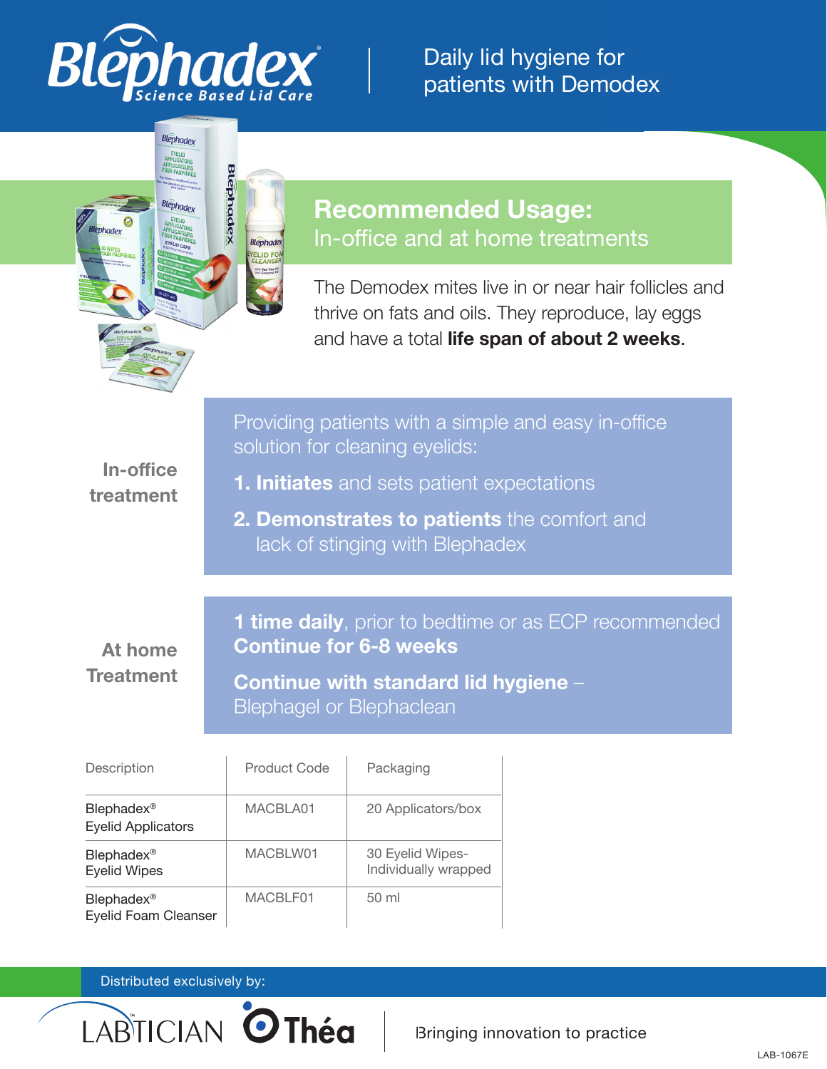# Blephadex

Science Based Lid Care

Daily lid hygiene for patients with Demodex

## Recommended Usage:

### In-office and at home treatments

The Demodex mites live in or near hair follicles and thrive on fats and oils. They reproduce, lay eggs and have a total **life span of about 2 weeks**.

**In-office treatment**

Providing patients with a simple and easy in-office solution for cleaning eyelids:

1. **Initiates** and sets patient expectations
2. **Demonstrates to patients** the comfort and lack of stinging with Blephadex

**At home Treatment**

**1 time daily**, prior to bedtime or as ECP recommended
**Continue for 6-8 weeks**

**Continue with standard lid hygiene** – Blephagel or Blephaclean

| Description | Product Code | Packaging |
|---|---|---|
| Blephadex® Eyelid Applicators | MACBLA01 | 20 Applicators/box |
| Blephadex® Eyelid Wipes | MACBLW01 | 30 Eyelid Wipes- Individually wrapped |
| Blephadex® Eyelid Foam Cleanser | MACBLF01 | 50 ml |

Distributed exclusively by:

LABTICIAN Théa

Bringing innovation to practice

LAB-1067E